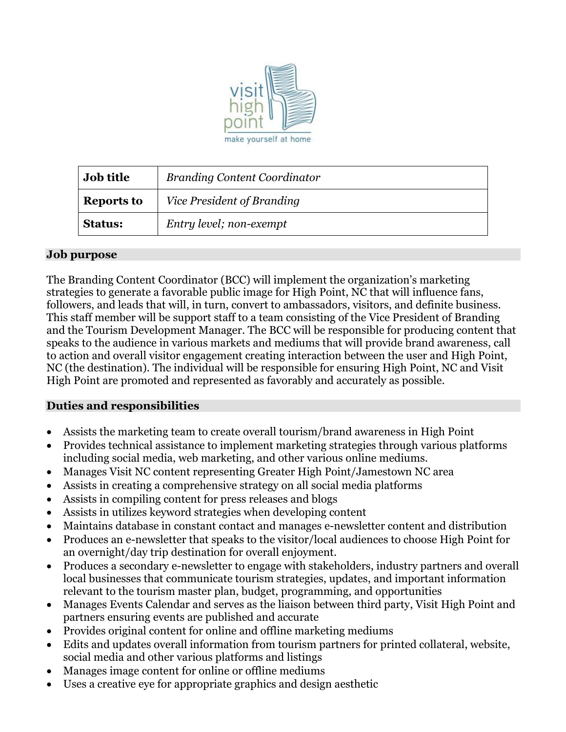| Job title | *Branding Content Coordinator* |
|---|---|
| Reports to | *Vice President of Branding* |
| Status: | *Entry level; non-exempt* |

## Job purpose

The Branding Content Coordinator (BCC) will implement the organization's marketing strategies to generate a favorable public image for High Point, NC that will influence fans, followers, and leads that will, in turn, convert to ambassadors, visitors, and definite business. This staff member will be support staff to a team consisting of the Vice President of Branding and the Tourism Development Manager. The BCC will be responsible for producing content that speaks to the audience in various markets and mediums that will provide brand awareness, call to action and overall visitor engagement creating interaction between the user and High Point, NC (the destination). The individual will be responsible for ensuring High Point, NC and Visit High Point are promoted and represented as favorably and accurately as possible.

## Duties and responsibilities

- Assists the marketing team to create overall tourism/brand awareness in High Point
- Provides technical assistance to implement marketing strategies through various platforms including social media, web marketing, and other various online mediums.
- Manages Visit NC content representing Greater High Point/Jamestown NC area
- Assists in creating a comprehensive strategy on all social media platforms
- Assists in compiling content for press releases and blogs
- Assists in utilizes keyword strategies when developing content
- Maintains database in constant contact and manages e-newsletter content and distribution
- Produces an e-newsletter that speaks to the visitor/local audiences to choose High Point for an overnight/day trip destination for overall enjoyment.
- Produces a secondary e-newsletter to engage with stakeholders, industry partners and overall local businesses that communicate tourism strategies, updates, and important information relevant to the tourism master plan, budget, programming, and opportunities
- Manages Events Calendar and serves as the liaison between third party, Visit High Point and partners ensuring events are published and accurate
- Provides original content for online and offline marketing mediums
- Edits and updates overall information from tourism partners for printed collateral, website, social media and other various platforms and listings
- Manages image content for online or offline mediums
- Uses a creative eye for appropriate graphics and design aesthetic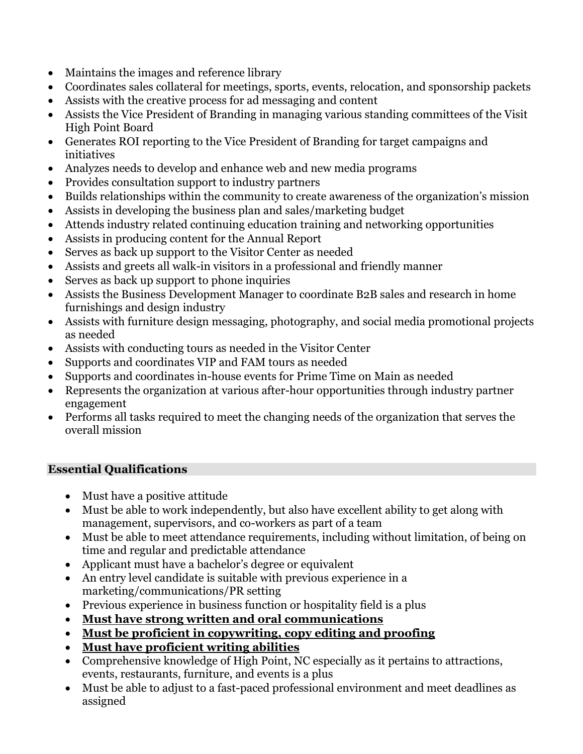- Maintains the images and reference library
- Coordinates sales collateral for meetings, sports, events, relocation, and sponsorship packets
- Assists with the creative process for ad messaging and content
- Assists the Vice President of Branding in managing various standing committees of the Visit High Point Board
- Generates ROI reporting to the Vice President of Branding for target campaigns and initiatives
- Analyzes needs to develop and enhance web and new media programs
- Provides consultation support to industry partners
- Builds relationships within the community to create awareness of the organization's mission
- Assists in developing the business plan and sales/marketing budget
- Attends industry related continuing education training and networking opportunities
- Assists in producing content for the Annual Report
- Serves as back up support to the Visitor Center as needed
- Assists and greets all walk-in visitors in a professional and friendly manner
- Serves as back up support to phone inquiries
- Assists the Business Development Manager to coordinate B2B sales and research in home furnishings and design industry
- Assists with furniture design messaging, photography, and social media promotional projects as needed
- Assists with conducting tours as needed in the Visitor Center
- Supports and coordinates VIP and FAM tours as needed
- Supports and coordinates in-house events for Prime Time on Main as needed
- Represents the organization at various after-hour opportunities through industry partner engagement
- Performs all tasks required to meet the changing needs of the organization that serves the overall mission

## Essential Qualifications

- Must have a positive attitude
- Must be able to work independently, but also have excellent ability to get along with management, supervisors, and co-workers as part of a team
- Must be able to meet attendance requirements, including without limitation, of being on time and regular and predictable attendance
- Applicant must have a bachelor's degree or equivalent
- An entry level candidate is suitable with previous experience in a marketing/communications/PR setting
- Previous experience in business function or hospitality field is a plus
- **<u>Must have strong written and oral communications</u>**
- **<u>Must be proficient in copywriting, copy editing and proofing</u>**
- **<u>Must have proficient writing abilities</u>**
- Comprehensive knowledge of High Point, NC especially as it pertains to attractions, events, restaurants, furniture, and events is a plus
- Must be able to adjust to a fast-paced professional environment and meet deadlines as assigned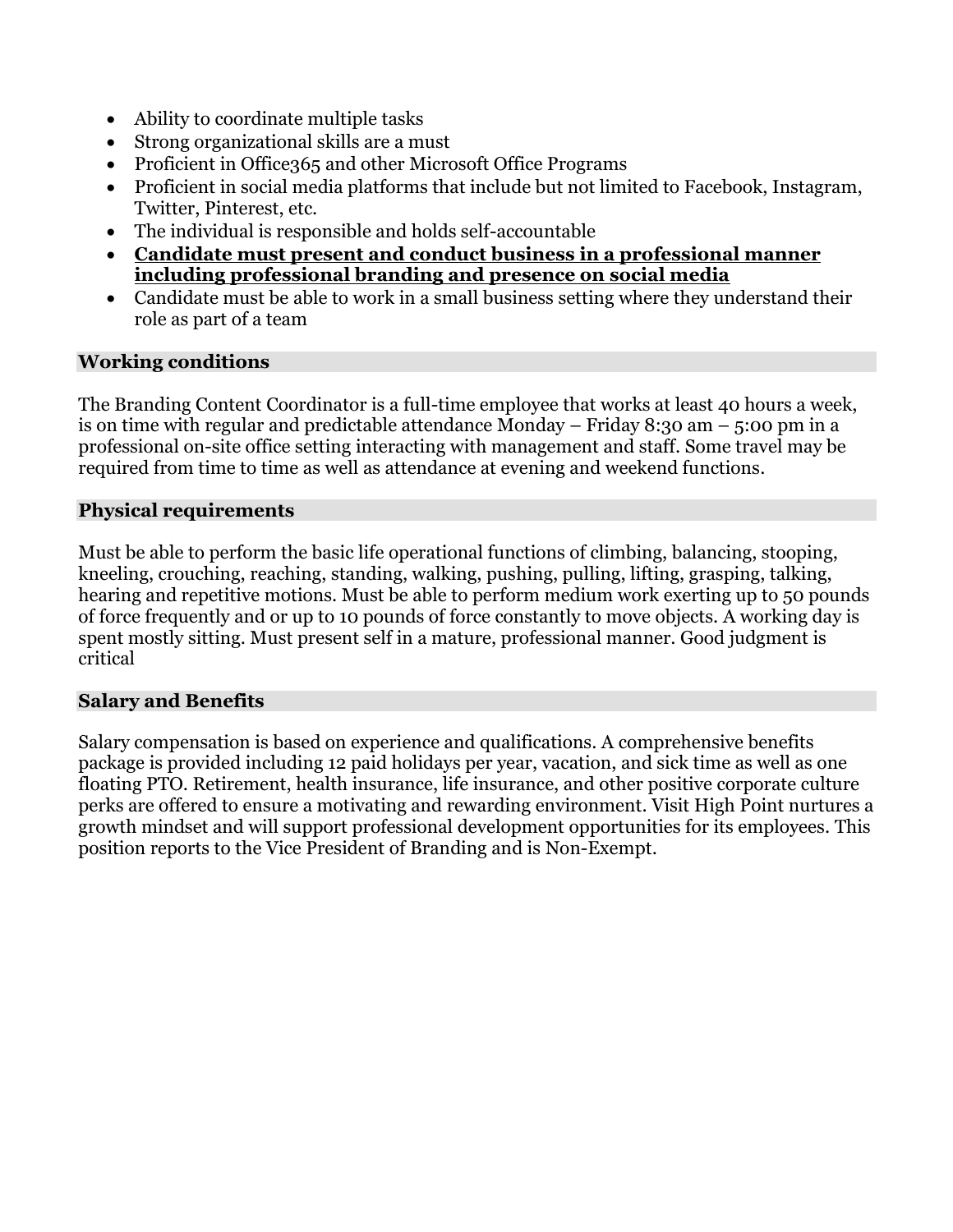- Ability to coordinate multiple tasks
- Strong organizational skills are a must
- Proficient in Office365 and other Microsoft Office Programs
- Proficient in social media platforms that include but not limited to Facebook, Instagram, Twitter, Pinterest, etc.
- The individual is responsible and holds self-accountable
- **Candidate must present and conduct business in a professional manner including professional branding and presence on social media**
- Candidate must be able to work in a small business setting where they understand their role as part of a team

## Working conditions

The Branding Content Coordinator is a full-time employee that works at least 40 hours a week, is on time with regular and predictable attendance Monday – Friday 8:30 am – 5:00 pm in a professional on-site office setting interacting with management and staff. Some travel may be required from time to time as well as attendance at evening and weekend functions.

## Physical requirements

Must be able to perform the basic life operational functions of climbing, balancing, stooping, kneeling, crouching, reaching, standing, walking, pushing, pulling, lifting, grasping, talking, hearing and repetitive motions. Must be able to perform medium work exerting up to 50 pounds of force frequently and or up to 10 pounds of force constantly to move objects. A working day is spent mostly sitting. Must present self in a mature, professional manner. Good judgment is critical

## Salary and Benefits

Salary compensation is based on experience and qualifications. A comprehensive benefits package is provided including 12 paid holidays per year, vacation, and sick time as well as one floating PTO. Retirement, health insurance, life insurance, and other positive corporate culture perks are offered to ensure a motivating and rewarding environment. Visit High Point nurtures a growth mindset and will support professional development opportunities for its employees. This position reports to the Vice President of Branding and is Non-Exempt.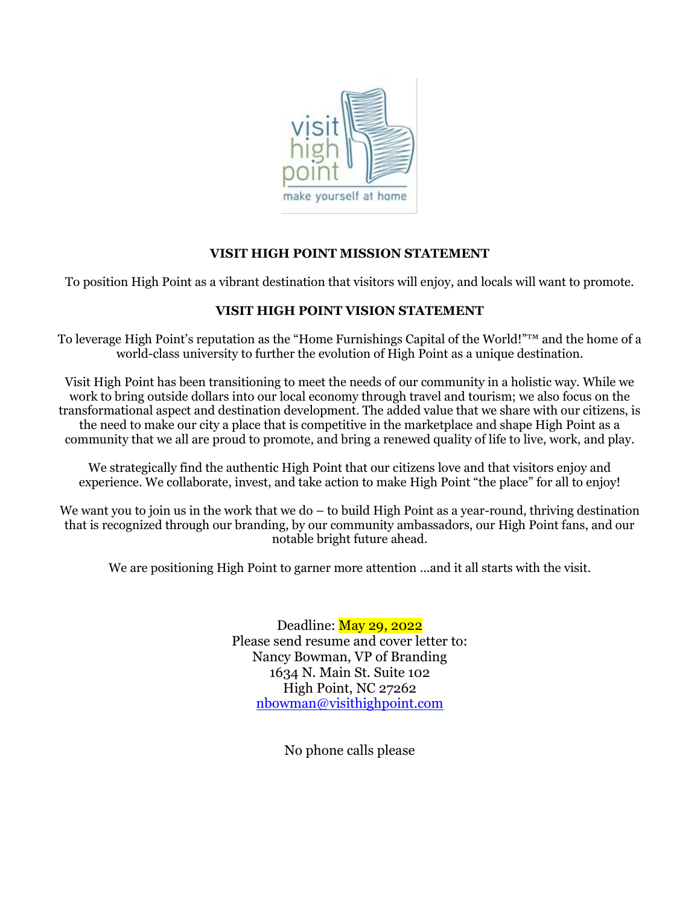## VISIT HIGH POINT MISSION STATEMENT

To position High Point as a vibrant destination that visitors will enjoy, and locals will want to promote.

## VISIT HIGH POINT VISION STATEMENT

To leverage High Point's reputation as the "Home Furnishings Capital of the World!"™ and the home of a world-class university to further the evolution of High Point as a unique destination.

Visit High Point has been transitioning to meet the needs of our community in a holistic way. While we work to bring outside dollars into our local economy through travel and tourism; we also focus on the transformational aspect and destination development. The added value that we share with our citizens, is the need to make our city a place that is competitive in the marketplace and shape High Point as a community that we all are proud to promote, and bring a renewed quality of life to live, work, and play.

We strategically find the authentic High Point that our citizens love and that visitors enjoy and experience. We collaborate, invest, and take action to make High Point "the place" for all to enjoy!

We want you to join us in the work that we do – to build High Point as a year-round, thriving destination that is recognized through our branding, by our community ambassadors, our High Point fans, and our notable bright future ahead.

We are positioning High Point to garner more attention …and it all starts with the visit.

Deadline: May 29, 2022
Please send resume and cover letter to:
Nancy Bowman, VP of Branding
1634 N. Main St. Suite 102
High Point, NC 27262
nbowman@visithighpoint.com

No phone calls please